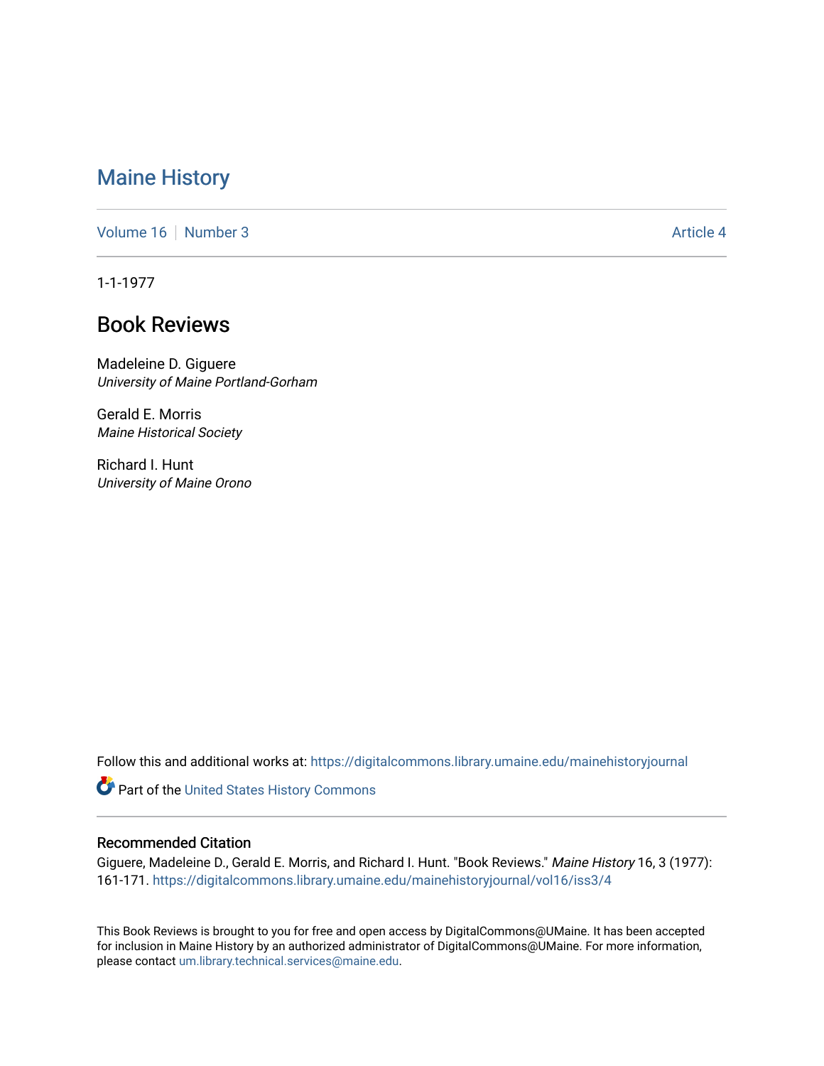# Maine History

Volume 16 | Number 3 | Article 4

1-1-1977

## Book Reviews

Madeleine D. Giguere
*University of Maine Portland-Gorham*

Gerald E. Morris
*Maine Historical Society*

Richard I. Hunt
*University of Maine Orono*

Follow this and additional works at: https://digitalcommons.library.umaine.edu/mainehistoryjournal

Part of the United States History Commons

### Recommended Citation

Giguere, Madeleine D., Gerald E. Morris, and Richard I. Hunt. "Book Reviews." *Maine History* 16, 3 (1977): 161-171. https://digitalcommons.library.umaine.edu/mainehistoryjournal/vol16/iss3/4

This Book Reviews is brought to you for free and open access by DigitalCommons@UMaine. It has been accepted for inclusion in Maine History by an authorized administrator of DigitalCommons@UMaine. For more information, please contact um.library.technical.services@maine.edu.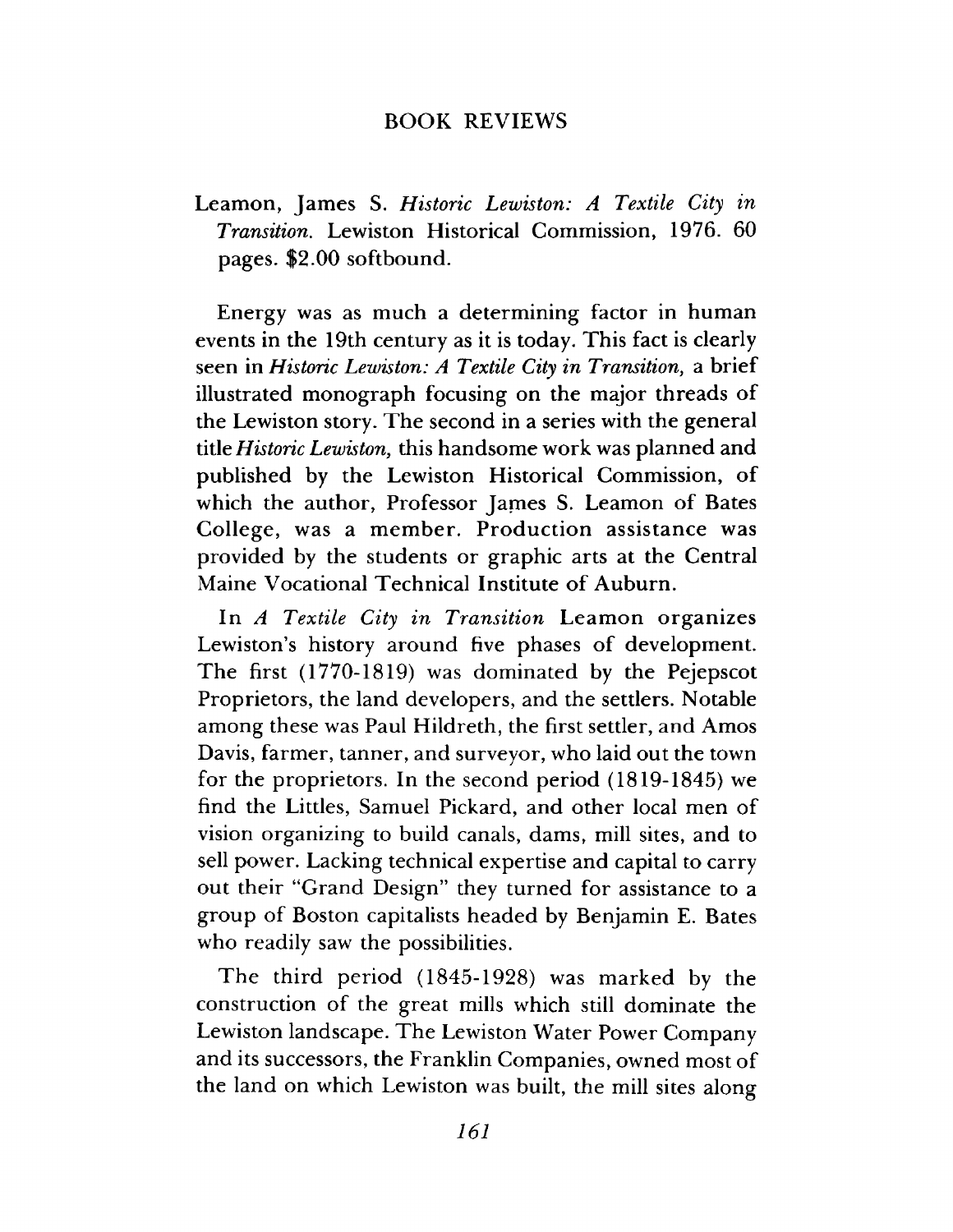# BOOK REVIEWS

Leamon, James S. *Historic Lewiston: A Textile City in Transition*. Lewiston Historical Commission, 1976. 60 pages. $2.00 softbound.

Energy was as much a determining factor in human events in the 19th century as it is today. This fact is clearly seen in *Historic Lewiston: A Textile City in Transition,* a brief illustrated monograph focusing on the major threads of the Lewiston story. The second in a series with the general title *Historic Lewiston,* this handsome work was planned and published by the Lewiston Historical Commission, of which the author, Professor James S. Leamon of Bates College, was a member. Production assistance was provided by the students or graphic arts at the Central Maine Vocational Technical Institute of Auburn.

In *A Textile City in Transition* Leamon organizes Lewiston's history around five phases of development. The first (1770-1819) was dominated by the Pejepscot Proprietors, the land developers, and the settlers. Notable among these was Paul Hildreth, the first settler, and Amos Davis, farmer, tanner, and surveyor, who laid out the town for the proprietors. In the second period (1819-1845) we find the Littles, Samuel Pickard, and other local men of vision organizing to build canals, dams, mill sites, and to sell power. Lacking technical expertise and capital to carry out their "Grand Design" they turned for assistance to a group of Boston capitalists headed by Benjamin E. Bates who readily saw the possibilities.

The third period (1845-1928) was marked by the construction of the great mills which still dominate the Lewiston landscape. The Lewiston Water Power Company and its successors, the Franklin Companies, owned most of the land on which Lewiston was built, the mill sites along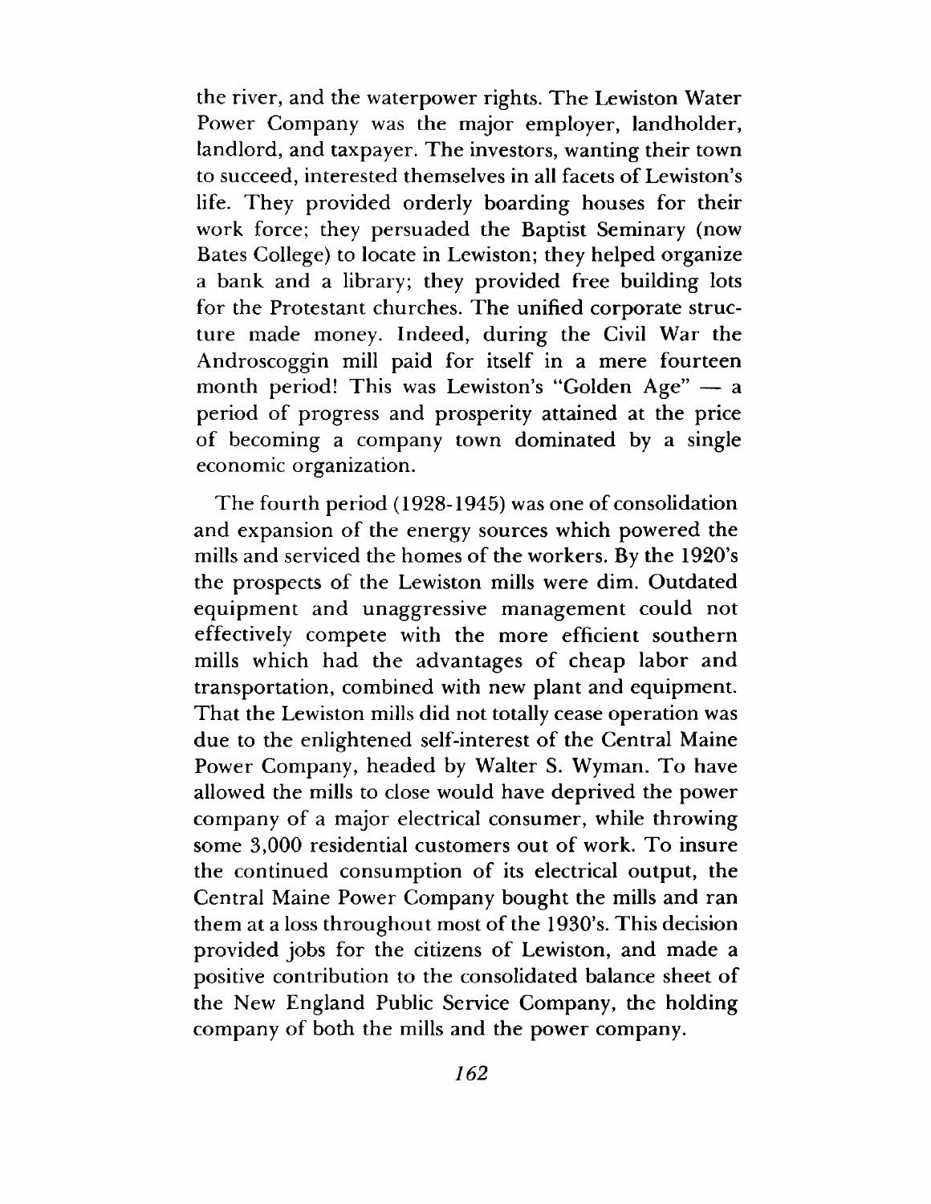the river, and the waterpower rights. The Lewiston Water Power Company was the major employer, landholder, landlord, and taxpayer. The investors, wanting their town to succeed, interested themselves in all facets of Lewiston's life. They provided orderly boarding houses for their work force; they persuaded the Baptist Seminary (now Bates College) to locate in Lewiston; they helped organize a bank and a library; they provided free building lots for the Protestant churches. The unified corporate structure made money. Indeed, during the Civil War the Androscoggin mill paid for itself in a mere fourteen month period! This was Lewiston's "Golden Age" — a period of progress and prosperity attained at the price of becoming a company town dominated by a single economic organization.

The fourth period (1928-1945) was one of consolidation and expansion of the energy sources which powered the mills and serviced the homes of the workers. By the 1920's the prospects of the Lewiston mills were dim. Outdated equipment and unaggressive management could not effectively compete with the more efficient southern mills which had the advantages of cheap labor and transportation, combined with new plant and equipment. That the Lewiston mills did not totally cease operation was due to the enlightened self-interest of the Central Maine Power Company, headed by Walter S. Wyman. To have allowed the mills to close would have deprived the power company of a major electrical consumer, while throwing some 3,000 residential customers out of work. To insure the continued consumption of its electrical output, the Central Maine Power Company bought the mills and ran them at a loss throughout most of the 1930's. This decision provided jobs for the citizens of Lewiston, and made a positive contribution to the consolidated balance sheet of the New England Public Service Company, the holding company of both the mills and the power company.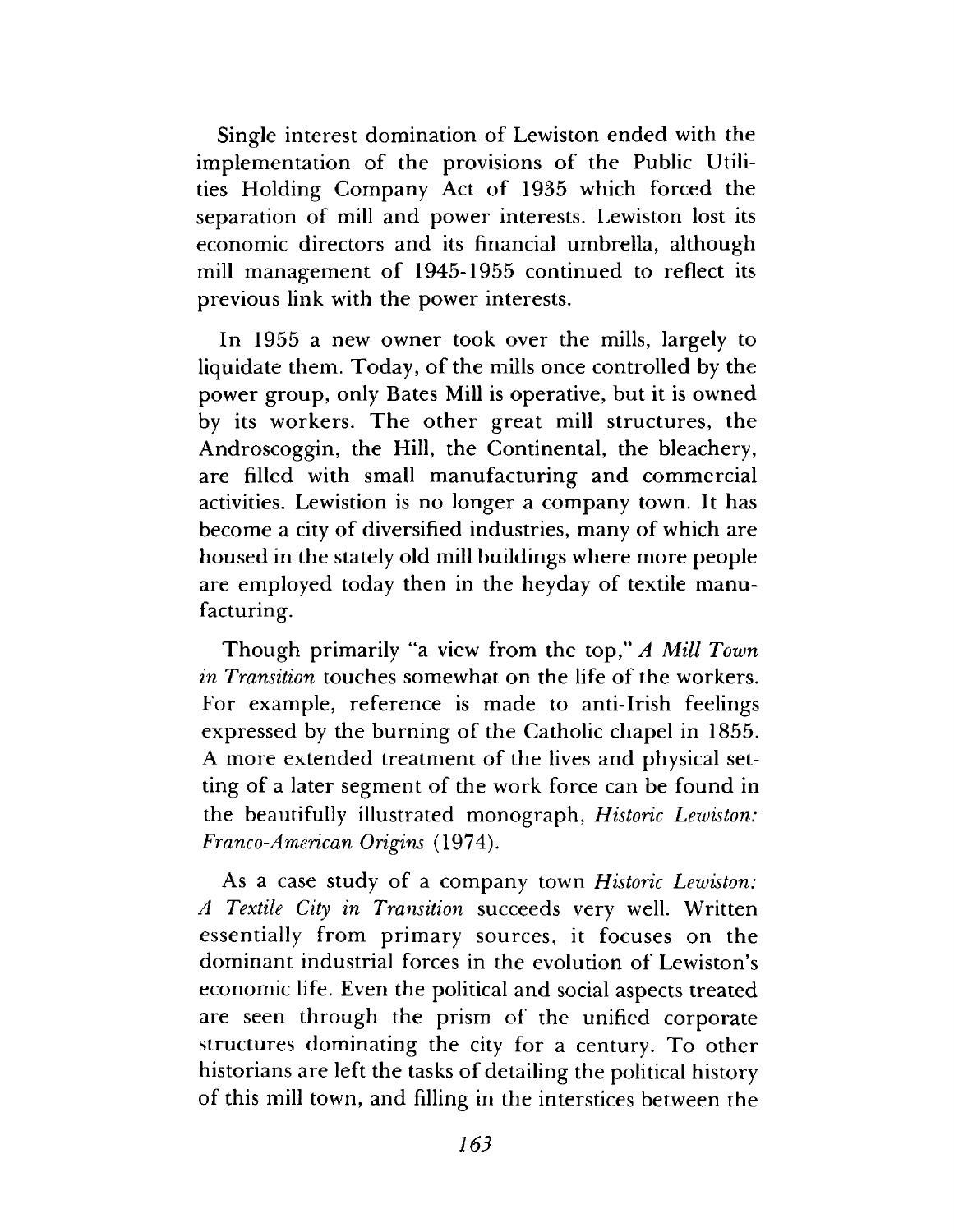Single interest domination of Lewiston ended with the implementation of the provisions of the Public Utilities Holding Company Act of 1935 which forced the separation of mill and power interests. Lewiston lost its economic directors and its financial umbrella, although mill management of 1945-1955 continued to reflect its previous link with the power interests.

In 1955 a new owner took over the mills, largely to liquidate them. Today, of the mills once controlled by the power group, only Bates Mill is operative, but it is owned by its workers. The other great mill structures, the Androscoggin, the Hill, the Continental, the bleachery, are filled with small manufacturing and commercial activities. Lewistion is no longer a company town. It has become a city of diversified industries, many of which are housed in the stately old mill buildings where more people are employed today then in the heyday of textile manufacturing.

Though primarily "a view from the top," *A Mill Town in Transition* touches somewhat on the life of the workers. For example, reference is made to anti-Irish feelings expressed by the burning of the Catholic chapel in 1855. A more extended treatment of the lives and physical setting of a later segment of the work force can be found in the beautifully illustrated monograph, *Historic Lewiston: Franco-American Origins* (1974).

As a case study of a company town *Historic Lewiston: A Textile City in Transition* succeeds very well. Written essentially from primary sources, it focuses on the dominant industrial forces in the evolution of Lewiston's economic life. Even the political and social aspects treated are seen through the prism of the unified corporate structures dominating the city for a century. To other historians are left the tasks of detailing the political history of this mill town, and filling in the interstices between the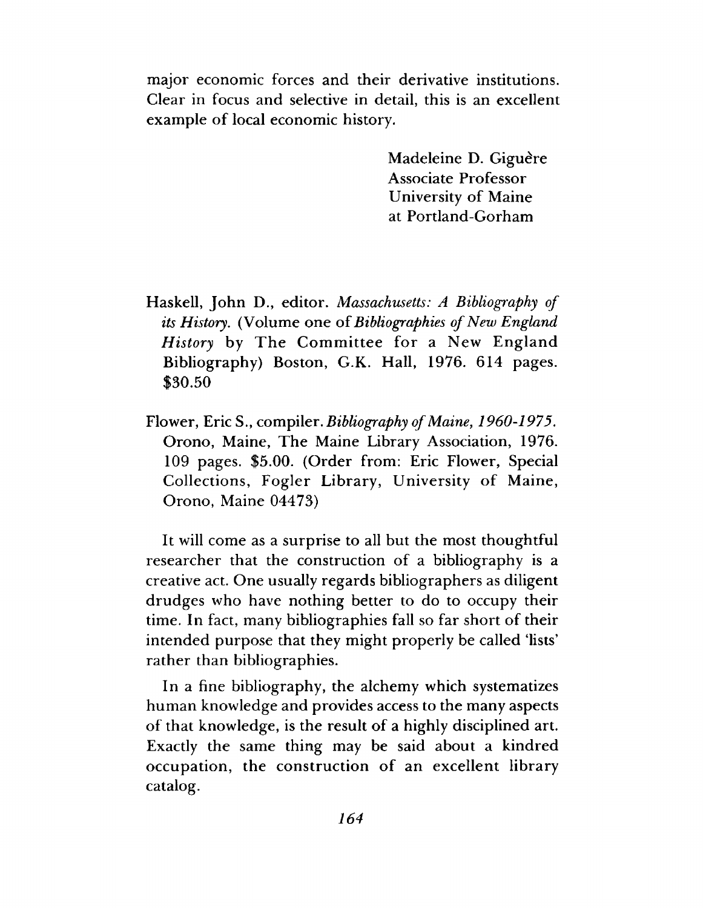major economic forces and their derivative institutions. Clear in focus and selective in detail, this is an excellent example of local economic history.

Madeleine D. Giguère
Associate Professor
University of Maine
at Portland-Gorham

Haskell, John D., editor. *Massachusetts: A Bibliography of its History.* (Volume one of *Bibliographies of New England History* by The Committee for a New England Bibliography) Boston, G.K. Hall, 1976. 614 pages. $30.50

Flower, Eric S., compiler. *Bibliography of Maine, 1960-1975.* Orono, Maine, The Maine Library Association, 1976. 109 pages. $5.00. (Order from: Eric Flower, Special Collections, Fogler Library, University of Maine, Orono, Maine 04473)

It will come as a surprise to all but the most thoughtful researcher that the construction of a bibliography is a creative act. One usually regards bibliographers as diligent drudges who have nothing better to do to occupy their time. In fact, many bibliographies fall so far short of their intended purpose that they might properly be called 'lists' rather than bibliographies.

In a fine bibliography, the alchemy which systematizes human knowledge and provides access to the many aspects of that knowledge, is the result of a highly disciplined art. Exactly the same thing may be said about a kindred occupation, the construction of an excellent library catalog.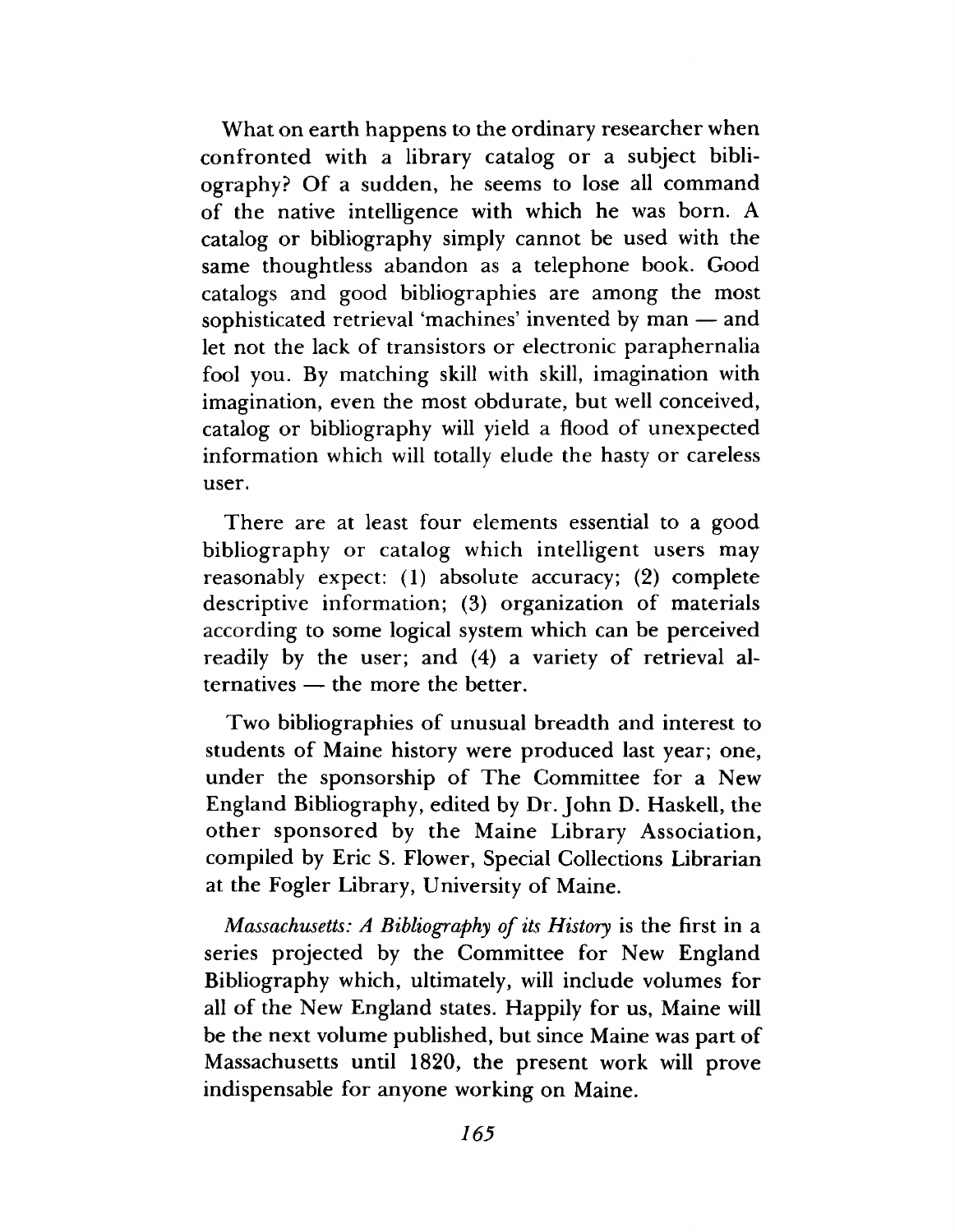What on earth happens to the ordinary researcher when confronted with a library catalog or a subject bibliography? Of a sudden, he seems to lose all command of the native intelligence with which he was born. A catalog or bibliography simply cannot be used with the same thoughtless abandon as a telephone book. Good catalogs and good bibliographies are among the most sophisticated retrieval 'machines' invented by man — and let not the lack of transistors or electronic paraphernalia fool you. By matching skill with skill, imagination with imagination, even the most obdurate, but well conceived, catalog or bibliography will yield a flood of unexpected information which will totally elude the hasty or careless user.

There are at least four elements essential to a good bibliography or catalog which intelligent users may reasonably expect: (1) absolute accuracy; (2) complete descriptive information; (3) organization of materials according to some logical system which can be perceived readily by the user; and (4) a variety of retrieval alternatives — the more the better.

Two bibliographies of unusual breadth and interest to students of Maine history were produced last year; one, under the sponsorship of The Committee for a New England Bibliography, edited by Dr. John D. Haskell, the other sponsored by the Maine Library Association, compiled by Eric S. Flower, Special Collections Librarian at the Fogler Library, University of Maine.

*Massachusetts: A Bibliography of its History* is the first in a series projected by the Committee for New England Bibliography which, ultimately, will include volumes for all of the New England states. Happily for us, Maine will be the next volume published, but since Maine was part of Massachusetts until 1820, the present work will prove indispensable for anyone working on Maine.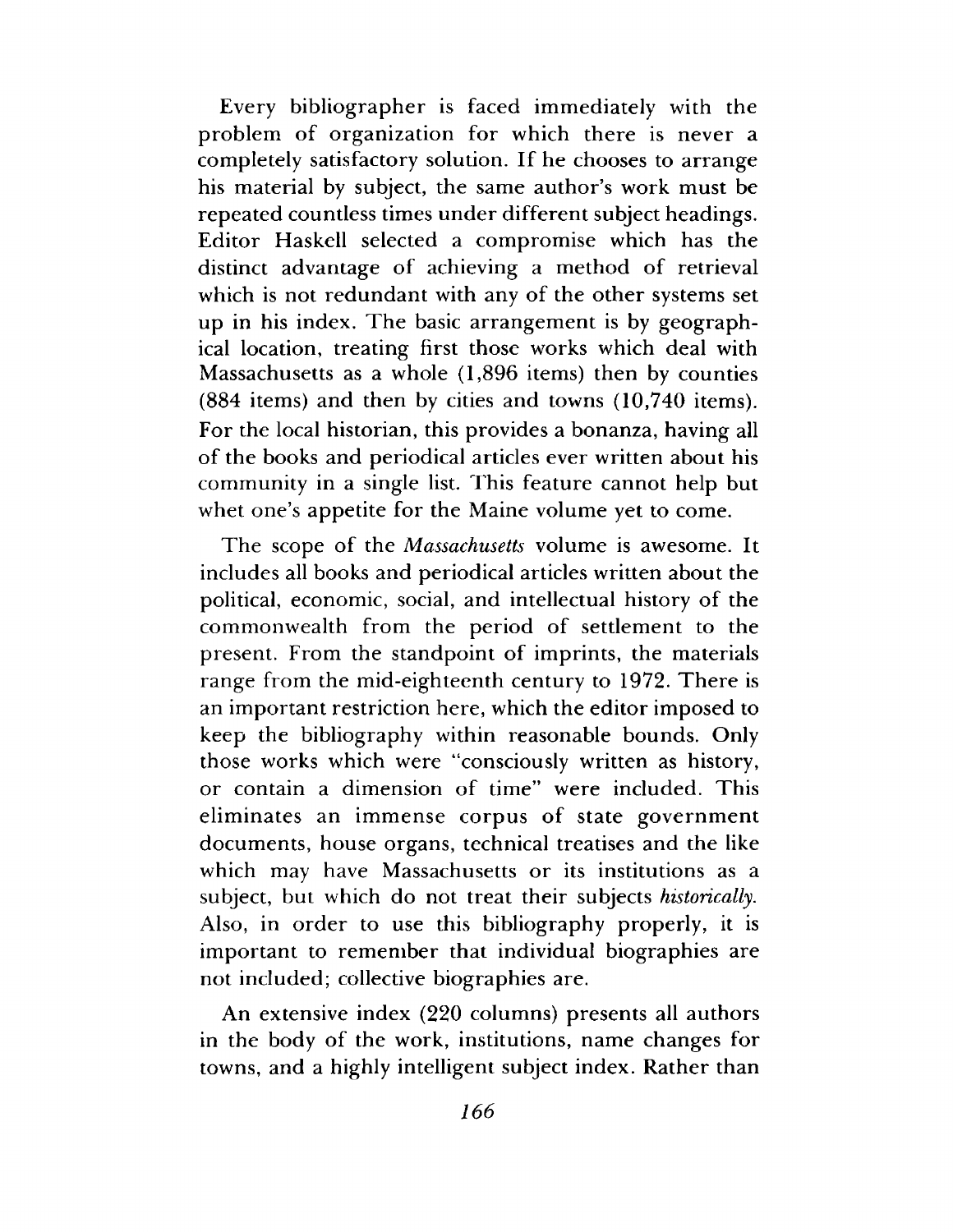Every bibliographer is faced immediately with the problem of organization for which there is never a completely satisfactory solution. If he chooses to arrange his material by subject, the same author's work must be repeated countless times under different subject headings. Editor Haskell selected a compromise which has the distinct advantage of achieving a method of retrieval which is not redundant with any of the other systems set up in his index. The basic arrangement is by geographical location, treating first those works which deal with Massachusetts as a whole (1,896 items) then by counties (884 items) and then by cities and towns (10,740 items). For the local historian, this provides a bonanza, having all of the books and periodical articles ever written about his community in a single list. This feature cannot help but whet one's appetite for the Maine volume yet to come.

The scope of the *Massachusetts* volume is awesome. It includes all books and periodical articles written about the political, economic, social, and intellectual history of the commonwealth from the period of settlement to the present. From the standpoint of imprints, the materials range from the mid-eighteenth century to 1972. There is an important restriction here, which the editor imposed to keep the bibliography within reasonable bounds. Only those works which were "consciously written as history, or contain a dimension of time" were included. This eliminates an immense corpus of state government documents, house organs, technical treatises and the like which may have Massachusetts or its institutions as a subject, but which do not treat their subjects *historically.* Also, in order to use this bibliography properly, it is important to remember that individual biographies are not included; collective biographies are.

An extensive index (220 columns) presents all authors in the body of the work, institutions, name changes for towns, and a highly intelligent subject index. Rather than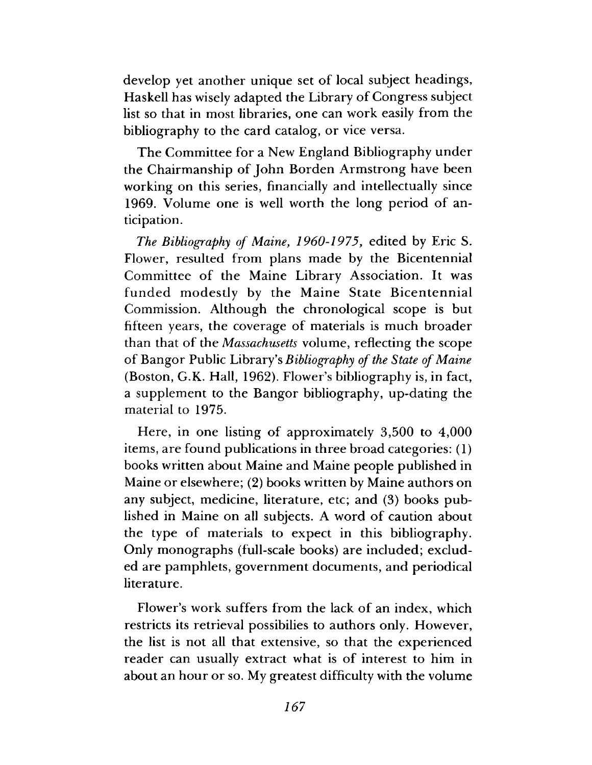develop yet another unique set of local subject headings, Haskell has wisely adapted the Library of Congress subject list so that in most libraries, one can work easily from the bibliography to the card catalog, or vice versa.

The Committee for a New England Bibliography under the Chairmanship of John Borden Armstrong have been working on this series, financially and intellectually since 1969. Volume one is well worth the long period of anticipation.

*The Bibliography of Maine, 1960-1975,* edited by Eric S. Flower, resulted from plans made by the Bicentennial Committee of the Maine Library Association. It was funded modestly by the Maine State Bicentennial Commission. Although the chronological scope is but fifteen years, the coverage of materials is much broader than that of the *Massachusetts* volume, reflecting the scope of Bangor Public Library's *Bibliography of the State of Maine* (Boston, G.K. Hall, 1962). Flower's bibliography is, in fact, a supplement to the Bangor bibliography, up-dating the material to 1975.

Here, in one listing of approximately 3,500 to 4,000 items, are found publications in three broad categories: (1) books written about Maine and Maine people published in Maine or elsewhere; (2) books written by Maine authors on any subject, medicine, literature, etc; and (3) books published in Maine on all subjects. A word of caution about the type of materials to expect in this bibliography. Only monographs (full-scale books) are included; excluded are pamphlets, government documents, and periodical literature.

Flower's work suffers from the lack of an index, which restricts its retrieval possibilies to authors only. However, the list is not all that extensive, so that the experienced reader can usually extract what is of interest to him in about an hour or so. My greatest difficulty with the volume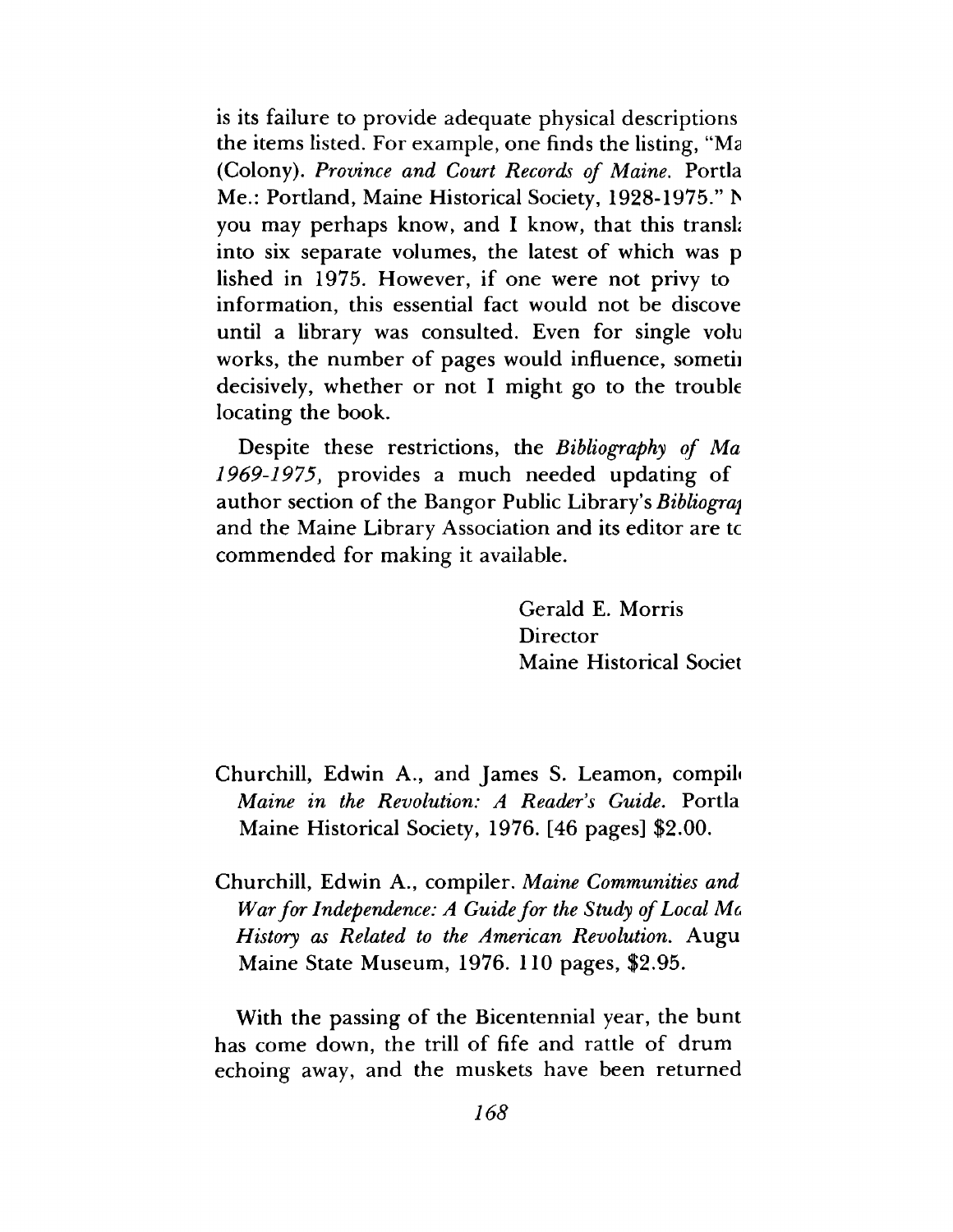is its failure to provide adequate physical descriptions the items listed. For example, one finds the listing, "Ma (Colony). *Province and Court Records of Maine.* Portla Me.: Portland, Maine Historical Society, 1928-1975." N you may perhaps know, and I know, that this transl into six separate volumes, the latest of which was p lished in 1975. However, if one were not privy to information, this essential fact would not be discove until a library was consulted. Even for single volu works, the number of pages would influence, someti decisively, whether or not I might go to the trouble locating the book.

Despite these restrictions, the *Bibliography of Ma 1969-1975,* provides a much needed updating of author section of the Bangor Public Library's *Bibliogra* and the Maine Library Association and its editor are to commended for making it available.

Gerald E. Morris
Director
Maine Historical Societ

Churchill, Edwin A., and James S. Leamon, compil *Maine in the Revolution: A Reader's Guide.* Portla Maine Historical Society, 1976. [46 pages] $2.00.

Churchill, Edwin A., compiler. *Maine Communities and War for Independence: A Guide for the Study of Local Ma History as Related to the American Revolution.* Augu Maine State Museum, 1976. 110 pages, $2.95.

With the passing of the Bicentennial year, the bunt has come down, the trill of fife and rattle of drum echoing away, and the muskets have been returned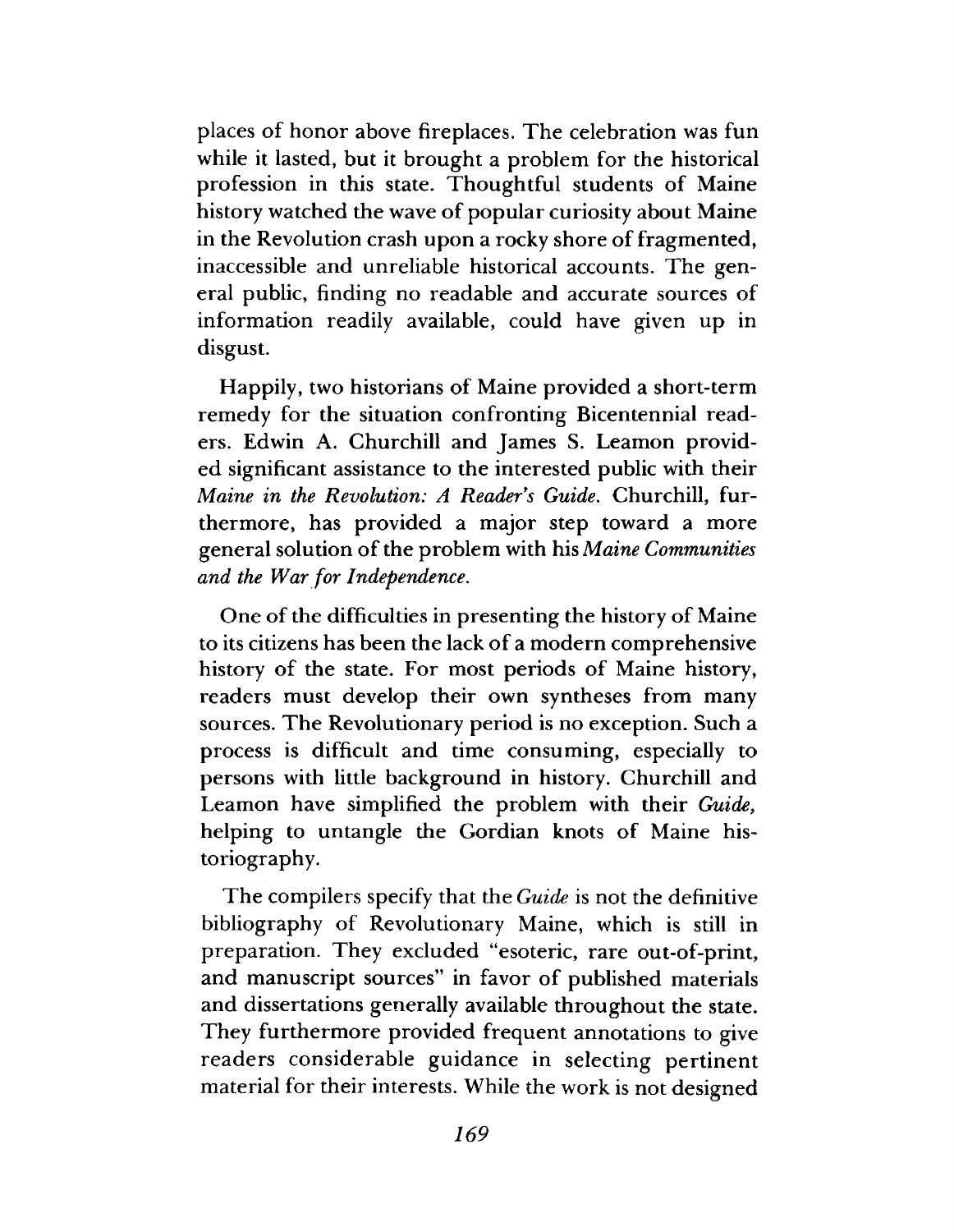places of honor above fireplaces. The celebration was fun while it lasted, but it brought a problem for the historical profession in this state. Thoughtful students of Maine history watched the wave of popular curiosity about Maine in the Revolution crash upon a rocky shore of fragmented, inaccessible and unreliable historical accounts. The general public, finding no readable and accurate sources of information readily available, could have given up in disgust.

Happily, two historians of Maine provided a short-term remedy for the situation confronting Bicentennial readers. Edwin A. Churchill and James S. Leamon provided significant assistance to the interested public with their *Maine in the Revolution: A Reader's Guide.* Churchill, furthermore, has provided a major step toward a more general solution of the problem with his *Maine Communities and the War for Independence.*

One of the difficulties in presenting the history of Maine to its citizens has been the lack of a modern comprehensive history of the state. For most periods of Maine history, readers must develop their own syntheses from many sources. The Revolutionary period is no exception. Such a process is difficult and time consuming, especially to persons with little background in history. Churchill and Leamon have simplified the problem with their *Guide,* helping to untangle the Gordian knots of Maine historiography.

The compilers specify that the *Guide* is not the definitive bibliography of Revolutionary Maine, which is still in preparation. They excluded "esoteric, rare out-of-print, and manuscript sources" in favor of published materials and dissertations generally available throughout the state. They furthermore provided frequent annotations to give readers considerable guidance in selecting pertinent material for their interests. While the work is not designed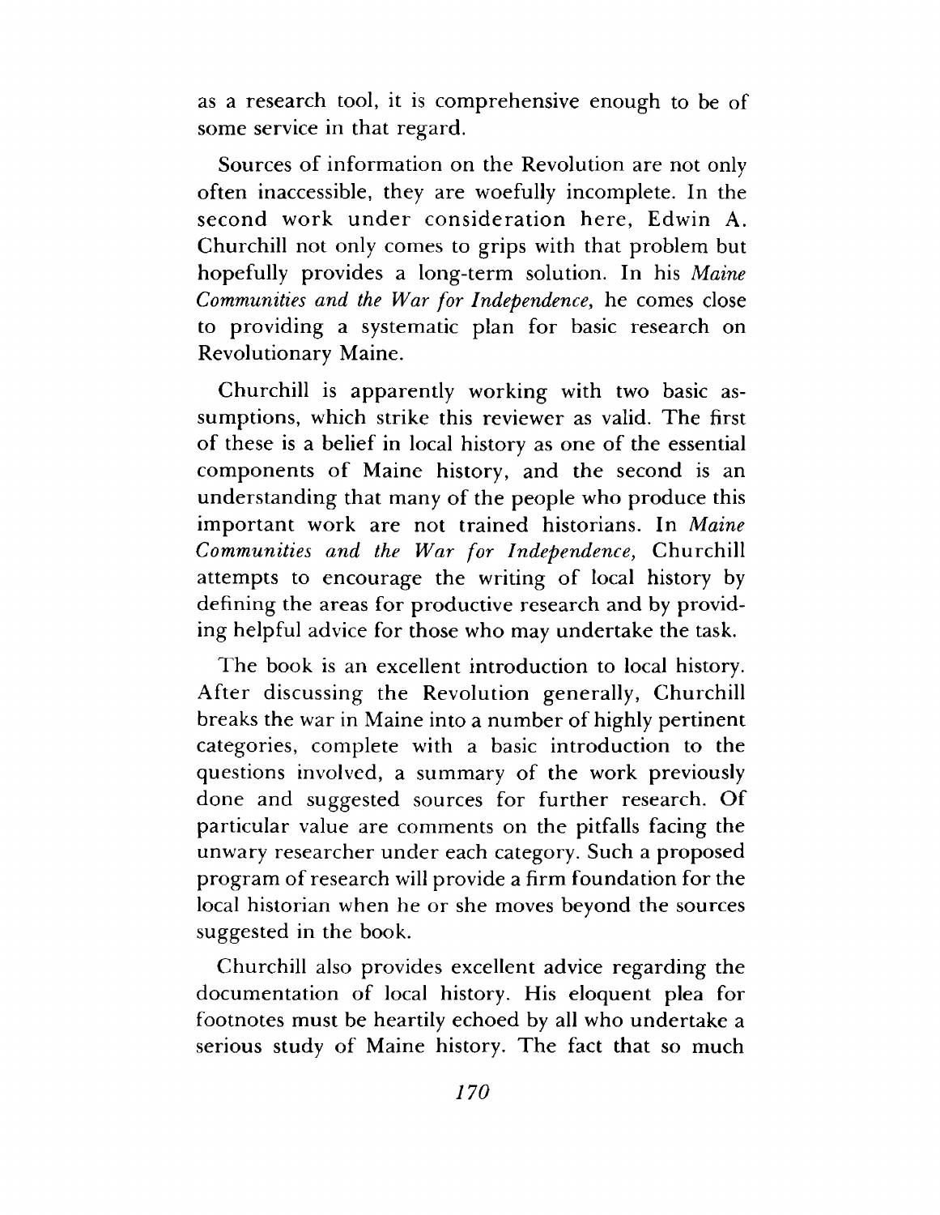as a research tool, it is comprehensive enough to be of some service in that regard.

Sources of information on the Revolution are not only often inaccessible, they are woefully incomplete. In the second work under consideration here, Edwin A. Churchill not only comes to grips with that problem but hopefully provides a long-term solution. In his *Maine Communities and the War for Independence,* he comes close to providing a systematic plan for basic research on Revolutionary Maine.

Churchill is apparently working with two basic assumptions, which strike this reviewer as valid. The first of these is a belief in local history as one of the essential components of Maine history, and the second is an understanding that many of the people who produce this important work are not trained historians. In *Maine Communities and the War for Independence,* Churchill attempts to encourage the writing of local history by defining the areas for productive research and by providing helpful advice for those who may undertake the task.

The book is an excellent introduction to local history. After discussing the Revolution generally, Churchill breaks the war in Maine into a number of highly pertinent categories, complete with a basic introduction to the questions involved, a summary of the work previously done and suggested sources for further research. Of particular value are comments on the pitfalls facing the unwary researcher under each category. Such a proposed program of research will provide a firm foundation for the local historian when he or she moves beyond the sources suggested in the book.

Churchill also provides excellent advice regarding the documentation of local history. His eloquent plea for footnotes must be heartily echoed by all who undertake a serious study of Maine history. The fact that so much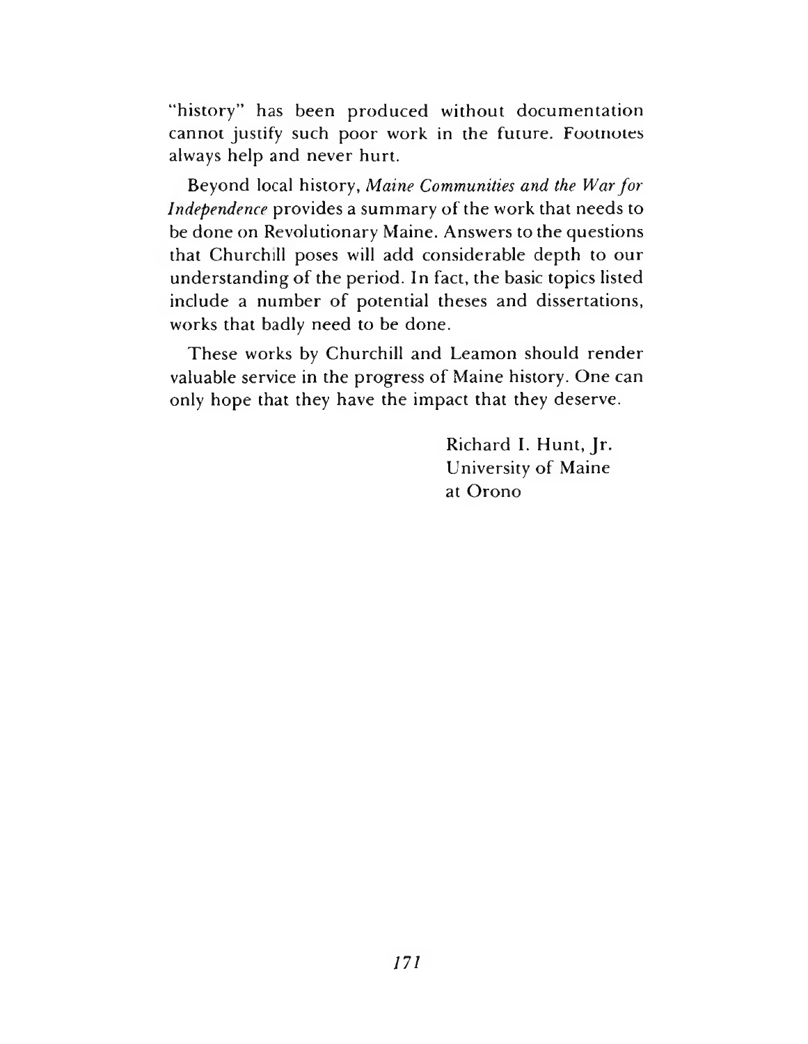"history" has been produced without documentation cannot justify such poor work in the future. Footnotes always help and never hurt.

Beyond local history, *Maine Communities and the War for Independence* provides a summary of the work that needs to be done on Revolutionary Maine. Answers to the questions that Churchill poses will add considerable depth to our understanding of the period. In fact, the basic topics listed include a number of potential theses and dissertations, works that badly need to be done.

These works by Churchill and Leamon should render valuable service in the progress of Maine history. One can only hope that they have the impact that they deserve.

Richard I. Hunt, Jr.
University of Maine
at Orono